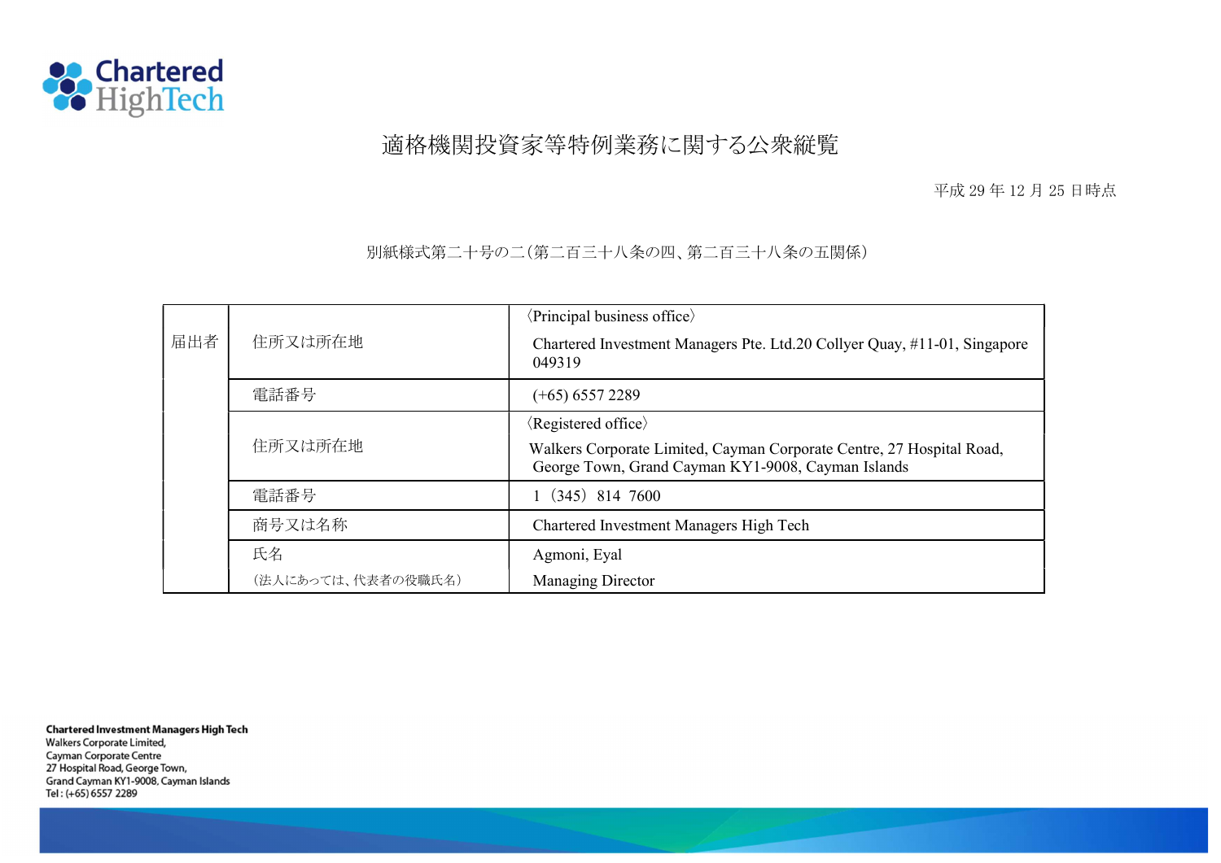Chartered HighTech

# 適格機関投資家等特例業務に関する公衆縦覧

平成 29 年 12 月 25 日時点

別紙様式第二十号の二(第二百三十八条の四、第二百三十八条の五関係)

| | | |
|---|---|---|
| 届出者 | 住所又は所在地 | 〈Principal business office〉 Chartered Investment Managers Pte. Ltd.20 Collyer Quay, #11-01, Singapore 049319 |
| | 電話番号 | (+65) 6557 2289 |
| | 住所又は所在地 | 〈Registered office〉 Walkers Corporate Limited, Cayman Corporate Centre, 27 Hospital Road, George Town, Grand Cayman KY1-9008, Cayman Islands |
| | 電話番号 | 1 (345) 814 7600 |
| | 商号又は名称 | Chartered Investment Managers High Tech |
| | 氏名 (法人にあっては、代表者の役職氏名) | Agmoni, Eyal Managing Director |

**Chartered Investment Managers High Tech**
Walkers Corporate Limited,
Cayman Corporate Centre
27 Hospital Road, George Town,
Grand Cayman KY1-9008, Cayman Islands
Tel : (+65) 6557 2289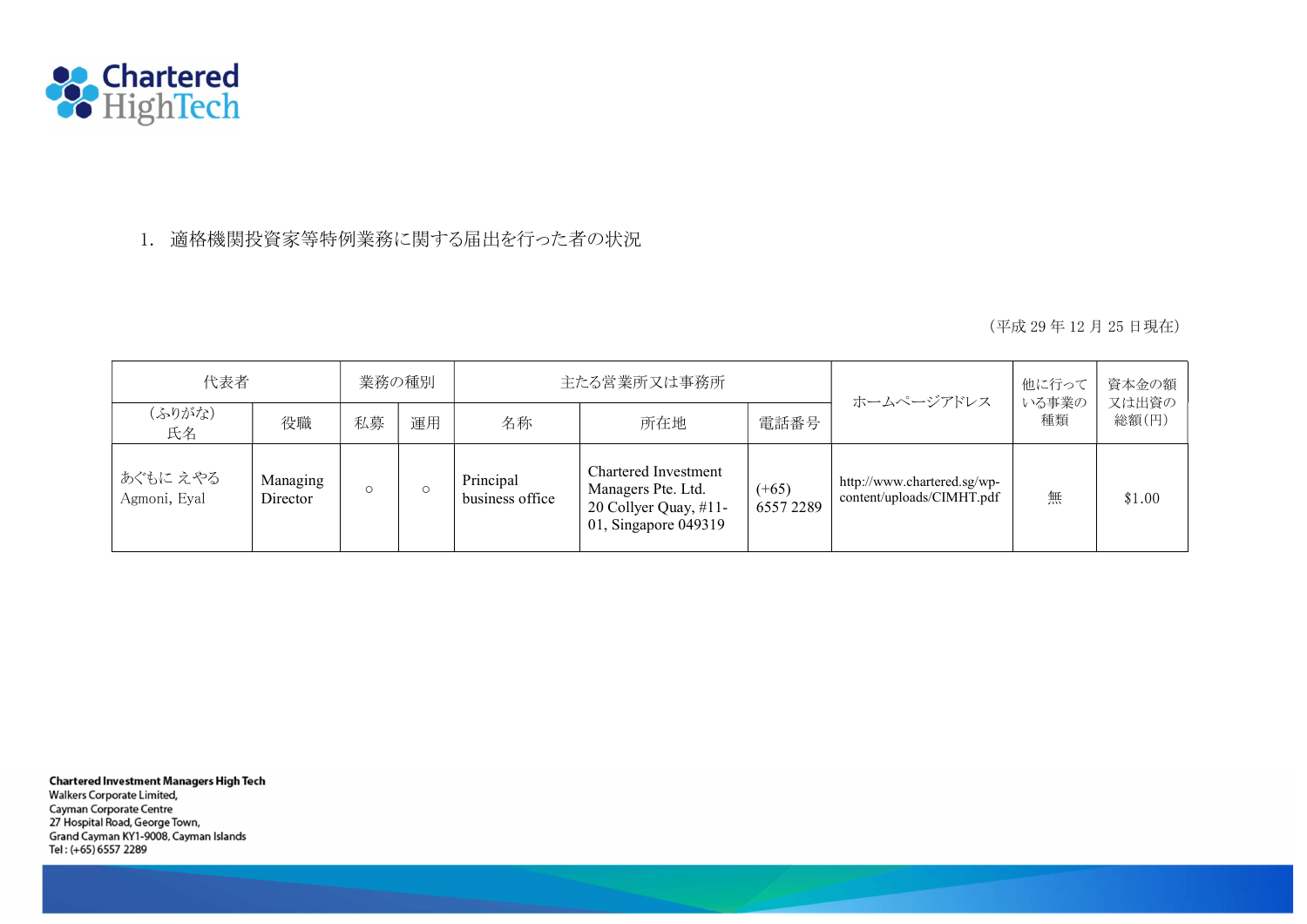Chartered HighTech

## 1. 適格機関投資家等特例業務に関する届出を行った者の状況

（平成 29 年 12 月 25 日現在）

| 代表者 | | 業務の種別 | | 主たる営業所又は事務所 | | | ホームページアドレス | 他に行っている事業の種類 | 資本金の額又は出資の総額(円) |
|---|---|---|---|---|---|---|---|---|---|
| (ふりがな)<br>氏名 | 役職 | 私募 | 運用 | 名称 | 所在地 | 電話番号 | | | |
| あぐもに えやる<br>Agmoni, Eyal | Managing Director | ○ | ○ | Principal business office | Chartered Investment Managers Pte. Ltd. 20 Collyer Quay, #11-01, Singapore 049319 | (+65) 6557 2289 | http://www.chartered.sg/wp-content/uploads/CIMHT.pdf | 無 | $1.00 |

**Chartered Investment Managers High Tech**
Walkers Corporate Limited,
Cayman Corporate Centre
27 Hospital Road, George Town,
Grand Cayman KY1-9008, Cayman Islands
Tel : (+65) 6557 2289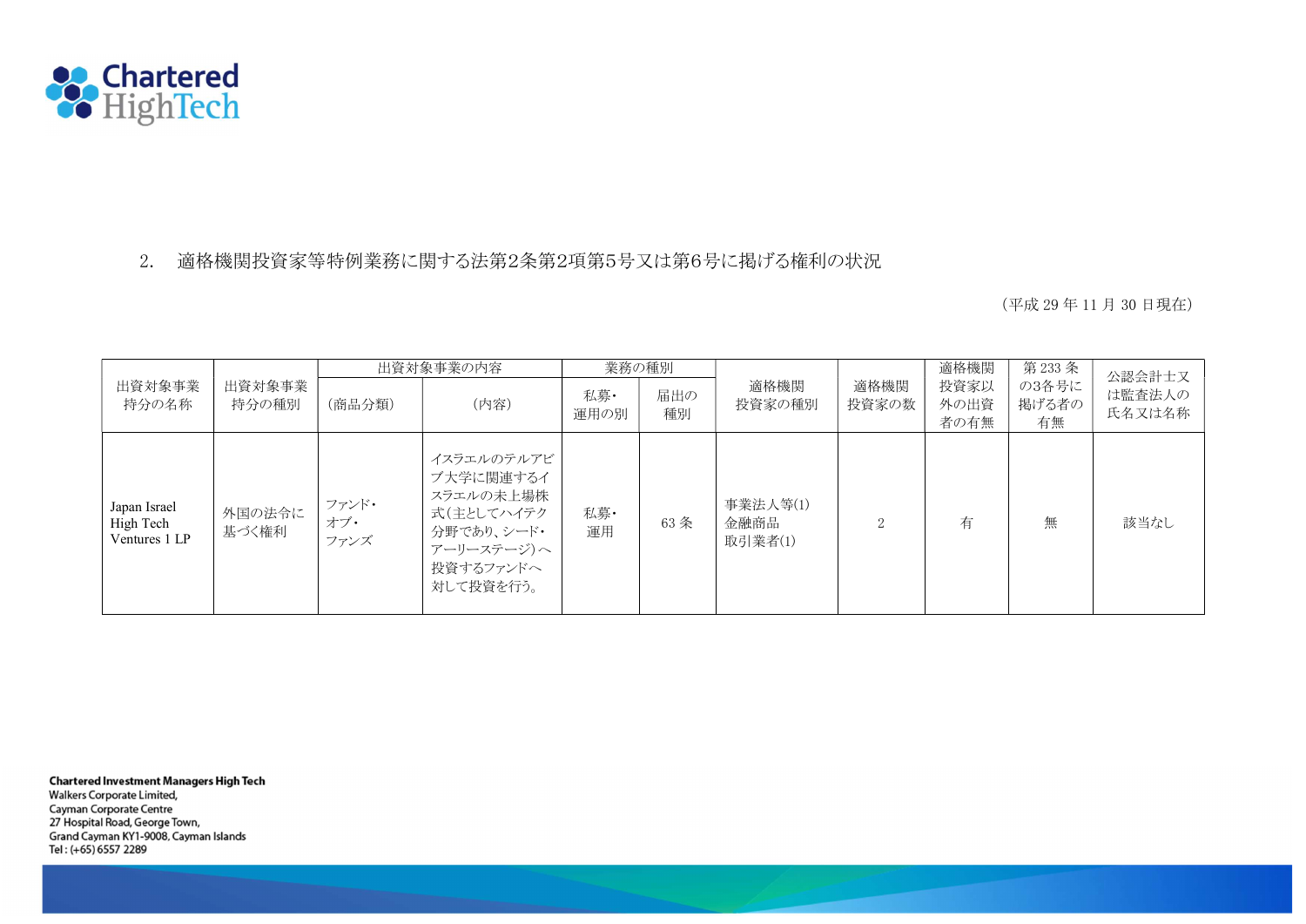2. 適格機関投資家等特例業務に関する法第2条第2項第5号又は第6号に掲げる権利の状況

(平成 29 年 11 月 30 日現在)

| 出資対象事業持分の名称 | 出資対象事業持分の種別 | 出資対象事業の内容 | | 業務の種別 | | 適格機関投資家の種別 | 適格機関投資家の数 | 適格機関投資家以外の出資者の有無 | 第 233 条の3各号に掲げる者の有無 | 公認会計士又は監査法人の氏名又は名称 |
|---|---|---|---|---|---|---|---|---|---|---|
| | | (商品分類) | (内容) | 私募・運用の別 | 届出の種別 | | | | | |
| Japan Israel High Tech Ventures 1 LP | 外国の法令に基づく権利 | ファンド・オブ・ファンズ | イスラエルのテルアビブ大学に関連するイスラエルの未上場株式(主としてハイテク分野であり、シード・アーリーステージ)へ投資するファンドへ対して投資を行う。 | 私募・運用 | 63 条 | 事業法人等(1) 金融商品取引業者(1) | 2 | 有 | 無 | 該当なし |

**Chartered Investment Managers High Tech**
Walkers Corporate Limited,
Cayman Corporate Centre
27 Hospital Road, George Town,
Grand Cayman KY1-9008, Cayman Islands
Tel : (+65) 6557 2289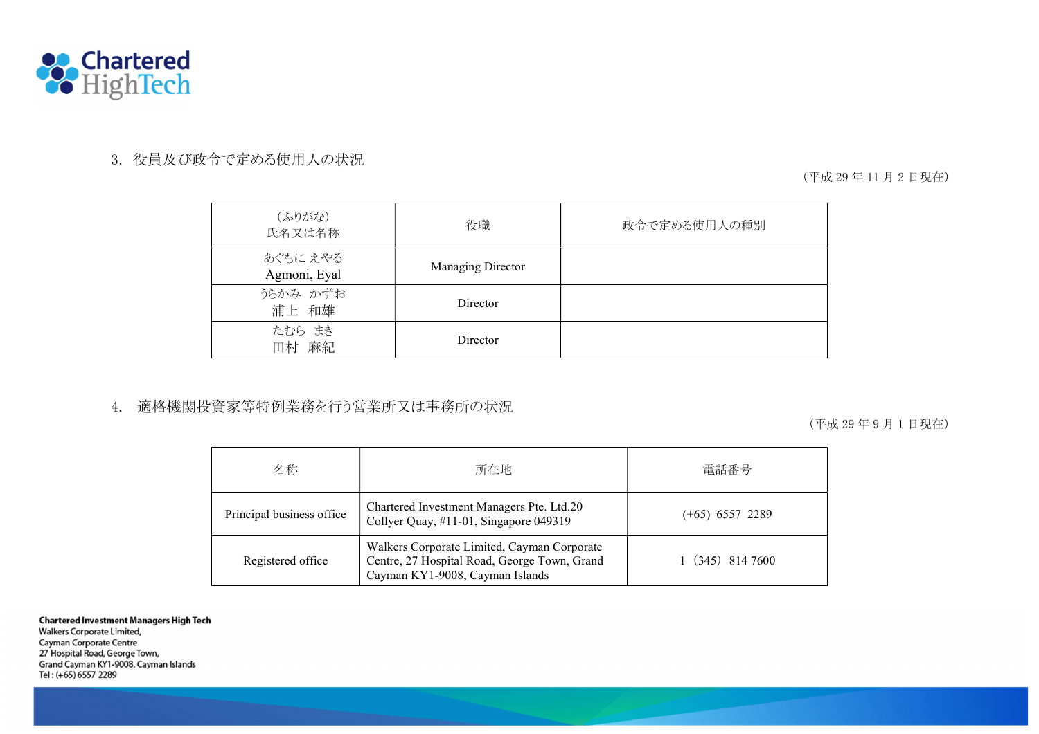## 3. 役員及び政令で定める使用人の状況

（平成 29 年 11 月 2 日現在）

| （ふりがな）<br>氏名又は名称 | 役職 | 政令で定める使用人の種別 |
|---|---|---|
| あぐもに えやる<br>Agmoni, Eyal | Managing Director | |
| うらかみ かずお<br>浦上 和雄 | Director | |
| たむら まき<br>田村 麻紀 | Director | |

## 4. 適格機関投資家等特例業務を行う営業所又は事務所の状況

（平成 29 年 9 月 1 日現在）

| 名称 | 所在地 | 電話番号 |
|---|---|---|
| Principal business office | Chartered Investment Managers Pte. Ltd.20 Collyer Quay, #11-01, Singapore 049319 | (+65) 6557 2289 |
| Registered office | Walkers Corporate Limited, Cayman Corporate Centre, 27 Hospital Road, George Town, Grand Cayman KY1-9008, Cayman Islands | 1（345）814 7600 |

**Chartered Investment Managers High Tech**
Walkers Corporate Limited,
Cayman Corporate Centre
27 Hospital Road, George Town,
Grand Cayman KY1-9008, Cayman Islands
Tel : (+65) 6557 2289